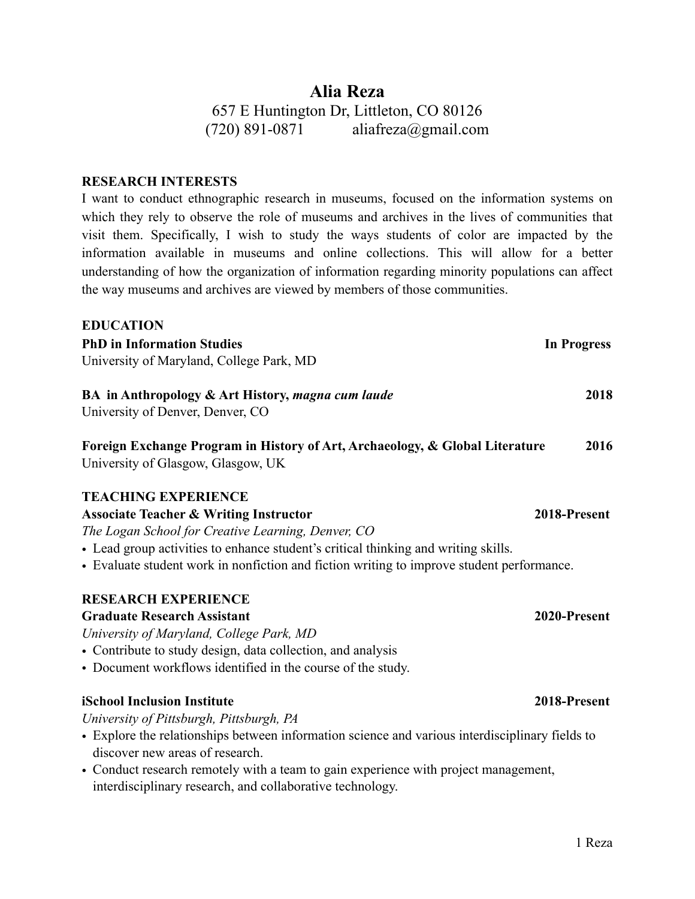# Alia Reza

657 E Huntington Dr, Littleton, CO 80126
(720) 891-0871 aliafreza@gmail.com

## RESEARCH INTERESTS

I want to conduct ethnographic research in museums, focused on the information systems on which they rely to observe the role of museums and archives in the lives of communities that visit them. Specifically, I wish to study the ways students of color are impacted by the information available in museums and online collections. This will allow for a better understanding of how the organization of information regarding minority populations can affect the way museums and archives are viewed by members of those communities.

## EDUCATION

**PhD in Information Studies** — **In Progress**
University of Maryland, College Park, MD

**BA in Anthropology & Art History, *magna cum laude*** — **2018**
University of Denver, Denver, CO

**Foreign Exchange Program in History of Art, Archaeology, & Global Literature** — **2016**
University of Glasgow, Glasgow, UK

## TEACHING EXPERIENCE

**Associate Teacher & Writing Instructor** — **2018-Present**
*The Logan School for Creative Learning, Denver, CO*

- Lead group activities to enhance student's critical thinking and writing skills.
- Evaluate student work in nonfiction and fiction writing to improve student performance.

## RESEARCH EXPERIENCE

**Graduate Research Assistant** — **2020-Present**
*University of Maryland, College Park, MD*

- Contribute to study design, data collection, and analysis
- Document workflows identified in the course of the study.

**iSchool Inclusion Institute** — **2018-Present**
*University of Pittsburgh, Pittsburgh, PA*

- Explore the relationships between information science and various interdisciplinary fields to discover new areas of research.
- Conduct research remotely with a team to gain experience with project management, interdisciplinary research, and collaborative technology.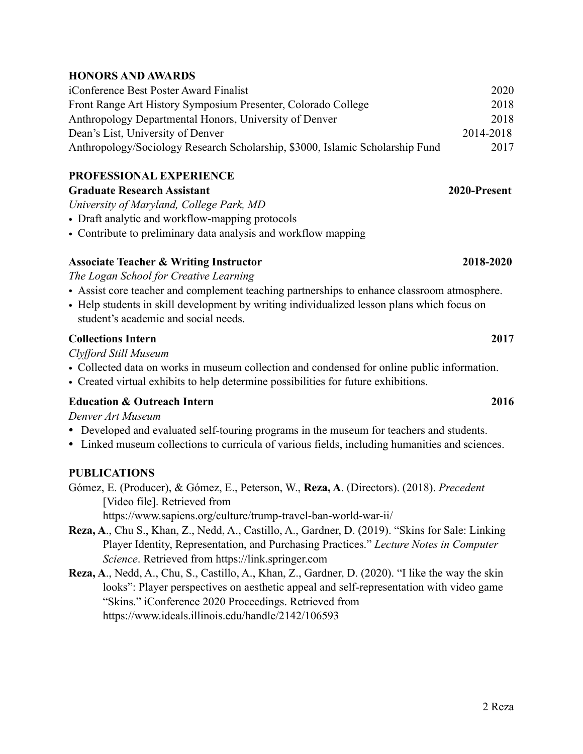## HONORS AND AWARDS

iConference Best Poster Award Finalist 2020
Front Range Art History Symposium Presenter, Colorado College 2018
Anthropology Departmental Honors, University of Denver 2018
Dean's List, University of Denver 2014-2018
Anthropology/Sociology Research Scholarship, $3000, Islamic Scholarship Fund 2017

## PROFESSIONAL EXPERIENCE

**Graduate Research Assistant** **2020-Present**
*University of Maryland, College Park, MD*

- Draft analytic and workflow-mapping protocols
- Contribute to preliminary data analysis and workflow mapping

**Associate Teacher & Writing Instructor** **2018-2020**
*The Logan School for Creative Learning*

- Assist core teacher and complement teaching partnerships to enhance classroom atmosphere.
- Help students in skill development by writing individualized lesson plans which focus on student's academic and social needs.

**Collections Intern** **2017**
*Clyfford Still Museum*

- Collected data on works in museum collection and condensed for online public information.
- Created virtual exhibits to help determine possibilities for future exhibitions.

**Education & Outreach Intern** **2016**
*Denver Art Museum*

- Developed and evaluated self-touring programs in the museum for teachers and students.
- Linked museum collections to curricula of various fields, including humanities and sciences.

## PUBLICATIONS

Gómez, E. (Producer), & Gómez, E., Peterson, W., **Reza, A**. (Directors). (2018). *Precedent* [Video file]. Retrieved from https://www.sapiens.org/culture/trump-travel-ban-world-war-ii/

**Reza, A**., Chu S., Khan, Z., Nedd, A., Castillo, A., Gardner, D. (2019). "Skins for Sale: Linking Player Identity, Representation, and Purchasing Practices." *Lecture Notes in Computer Science*. Retrieved from https://link.springer.com

**Reza, A**., Nedd, A., Chu, S., Castillo, A., Khan, Z., Gardner, D. (2020). "I like the way the skin looks": Player perspectives on aesthetic appeal and self-representation with video game "Skins." iConference 2020 Proceedings. Retrieved from https://www.ideals.illinois.edu/handle/2142/106593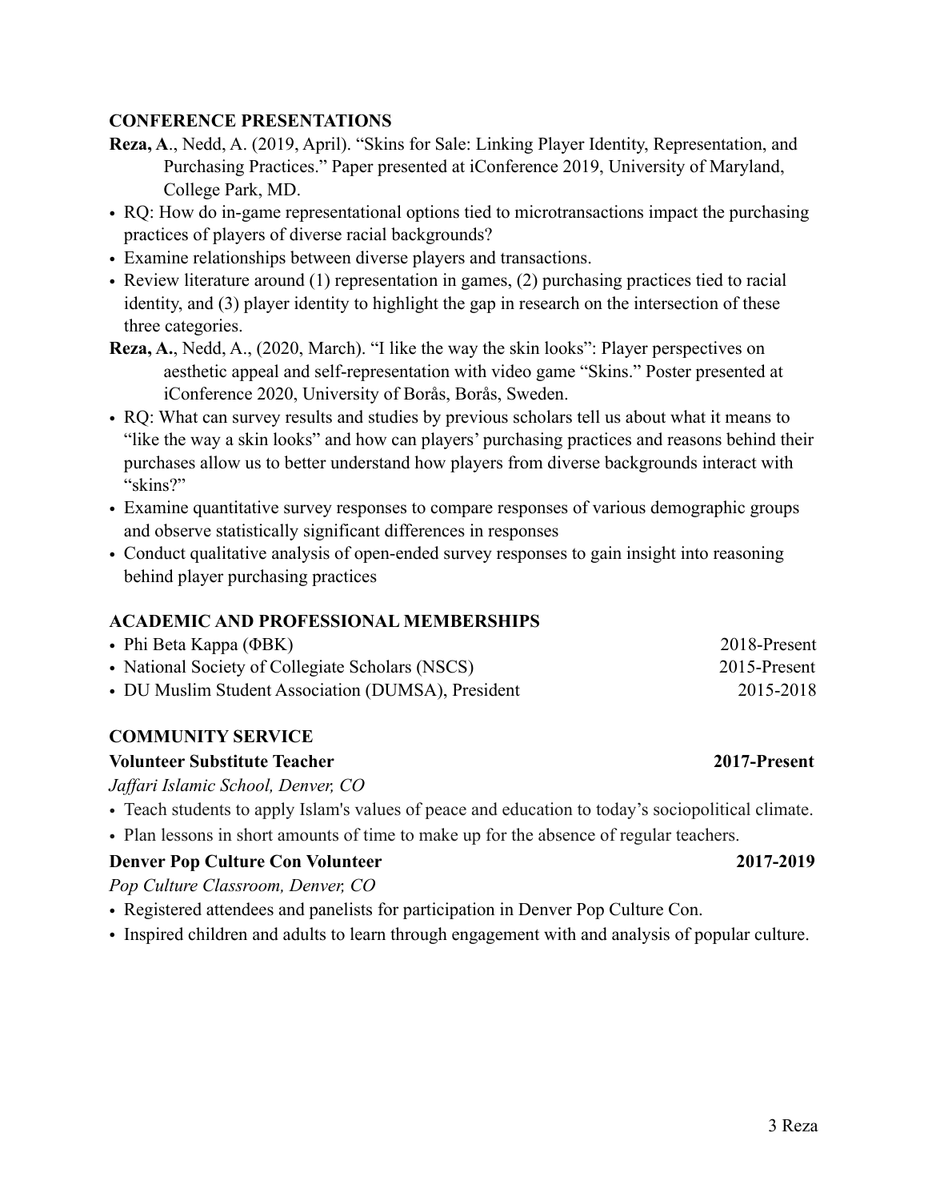## CONFERENCE PRESENTATIONS

**Reza, A**., Nedd, A. (2019, April). "Skins for Sale: Linking Player Identity, Representation, and Purchasing Practices." Paper presented at iConference 2019, University of Maryland, College Park, MD.

- RQ: How do in-game representational options tied to microtransactions impact the purchasing practices of players of diverse racial backgrounds?
- Examine relationships between diverse players and transactions.
- Review literature around (1) representation in games, (2) purchasing practices tied to racial identity, and (3) player identity to highlight the gap in research on the intersection of these three categories.

**Reza, A.**, Nedd, A., (2020, March). "I like the way the skin looks": Player perspectives on aesthetic appeal and self-representation with video game "Skins." Poster presented at iConference 2020, University of Borås, Borås, Sweden.

- RQ: What can survey results and studies by previous scholars tell us about what it means to "like the way a skin looks" and how can players' purchasing practices and reasons behind their purchases allow us to better understand how players from diverse backgrounds interact with "skins?"
- Examine quantitative survey responses to compare responses of various demographic groups and observe statistically significant differences in responses
- Conduct qualitative analysis of open-ended survey responses to gain insight into reasoning behind player purchasing practices

## ACADEMIC AND PROFESSIONAL MEMBERSHIPS

- Phi Beta Kappa (ΦΒΚ) — 2018-Present
- National Society of Collegiate Scholars (NSCS) — 2015-Present
- DU Muslim Student Association (DUMSA), President — 2015-2018

## COMMUNITY SERVICE

**Volunteer Substitute Teacher** — **2017-Present**

*Jaffari Islamic School, Denver, CO*

- Teach students to apply Islam's values of peace and education to today's sociopolitical climate.
- Plan lessons in short amounts of time to make up for the absence of regular teachers.

**Denver Pop Culture Con Volunteer** — **2017-2019**

*Pop Culture Classroom, Denver, CO*

- Registered attendees and panelists for participation in Denver Pop Culture Con.
- Inspired children and adults to learn through engagement with and analysis of popular culture.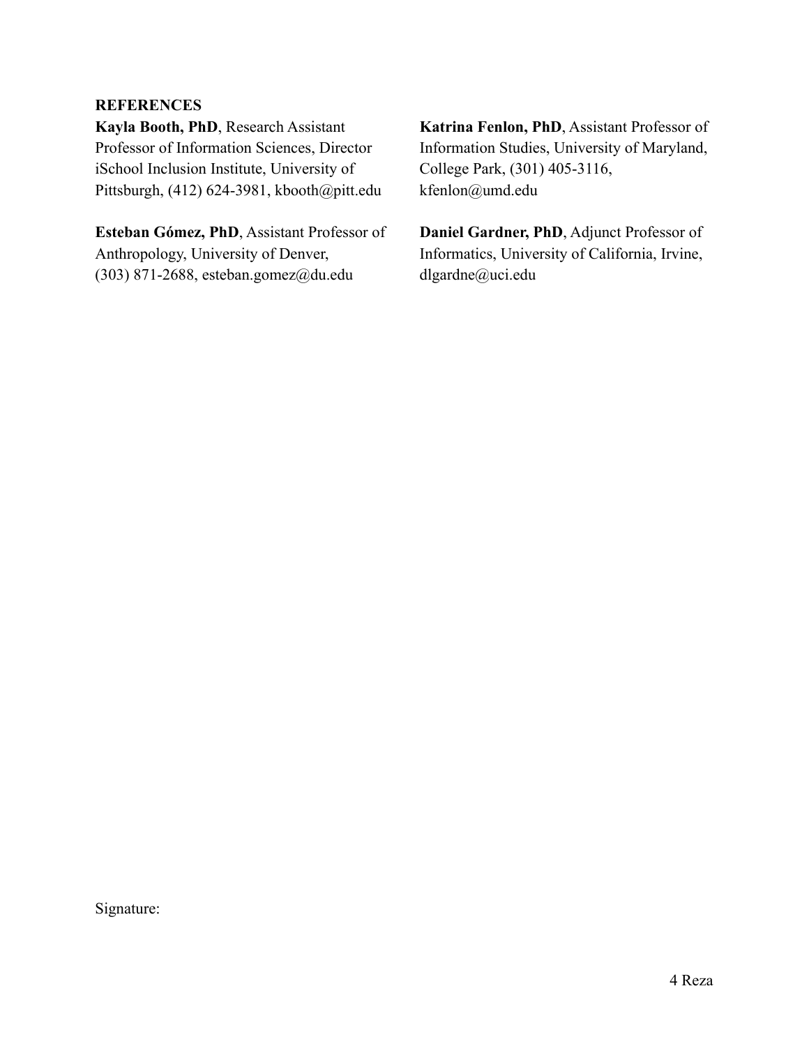**REFERENCES**

**Kayla Booth, PhD**, Research Assistant Professor of Information Sciences, Director iSchool Inclusion Institute, University of Pittsburgh, (412) 624-3981, kbooth@pitt.edu

**Esteban Gómez, PhD**, Assistant Professor of Anthropology, University of Denver, (303) 871-2688, esteban.gomez@du.edu

**Katrina Fenlon, PhD**, Assistant Professor of Information Studies, University of Maryland, College Park, (301) 405-3116, kfenlon@umd.edu

**Daniel Gardner, PhD**, Adjunct Professor of Informatics, University of California, Irvine, dlgardne@uci.edu

Signature: